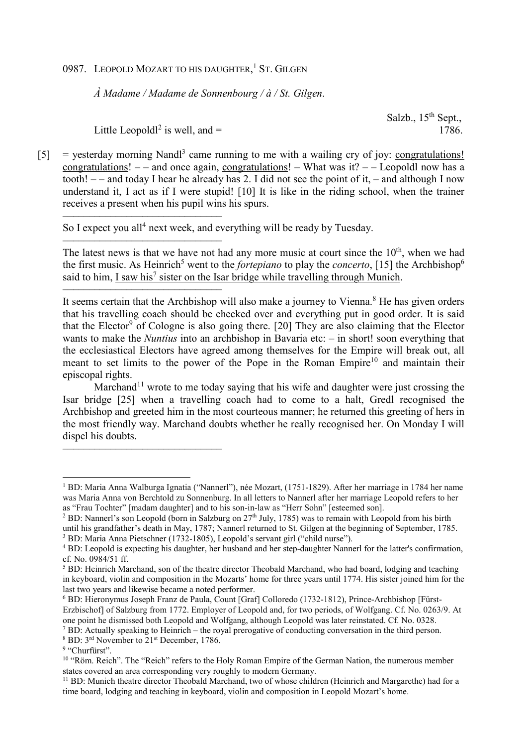0987. LEOPOLD MOZART TO HIS DAUGHTER,[1] ST. GILGEN

*À Madame / Madame de Sonnenbourg / à / St. Gilgen*.

Salzb., 15th Sept., 1786.

Little Leopoldl[2] is well, and =

[5] = yesterday morning Nandl[3] came running to me with a wailing cry of joy: congratulations! congratulations! – – and once again, congratulations! – What was it? – – Leopoldl now has a tooth! – – and today I hear he already has 2. I did not see the point of it, – and although I now understand it, I act as if I were stupid! [10] It is like in the riding school, when the trainer receives a present when his pupil wins his spurs.

———————————————

So I expect you all[4] next week, and everything will be ready by Tuesday.

———————————————

The latest news is that we have not had any more music at court since the 10th, when we had the first music. As Heinrich[5] went to the *fortepiano* to play the *concerto*, [15] the Archbishop[6] said to him, I saw his[7] sister on the Isar bridge while travelling through Munich.

———————————————

It seems certain that the Archbishop will also make a journey to Vienna.[8] He has given orders that his travelling coach should be checked over and everything put in good order. It is said that the Elector[9] of Cologne is also going there. [20] They are also claiming that the Elector wants to make the *Nuntius* into an archbishop in Bavaria etc: – in short! soon everything that the ecclesiastical Electors have agreed among themselves for the Empire will break out, all meant to set limits to the power of the Pope in the Roman Empire[10] and maintain their episcopal rights.

Marchand[11] wrote to me today saying that his wife and daughter were just crossing the Isar bridge [25] when a travelling coach had to come to a halt, Gredl recognised the Archbishop and greeted him in the most courteous manner; he returned this greeting of hers in the most friendly way. Marchand doubts whether he really recognised her. On Monday I will dispel his doubts.

———————————————

[1] BD: Maria Anna Walburga Ignatia ("Nannerl"), née Mozart, (1751-1829). After her marriage in 1784 her name was Maria Anna von Berchtold zu Sonnenburg. In all letters to Nannerl after her marriage Leopold refers to her as "Frau Tochter" [madam daughter] and to his son-in-law as "Herr Sohn" [esteemed son].

[2] BD: Nannerl's son Leopold (born in Salzburg on 27th July, 1785) was to remain with Leopold from his birth until his grandfather's death in May, 1787; Nannerl returned to St. Gilgen at the beginning of September, 1785.

[3] BD: Maria Anna Pietschner (1732-1805), Leopold's servant girl ("child nurse").

[4] BD: Leopold is expecting his daughter, her husband and her step-daughter Nannerl for the latter's confirmation, cf. No. 0984/51 ff.

[5] BD: Heinrich Marchand, son of the theatre director Theobald Marchand, who had board, lodging and teaching in keyboard, violin and composition in the Mozarts' home for three years until 1774. His sister joined him for the last two years and likewise became a noted performer.

[6] BD: Hieronymus Joseph Franz de Paula, Count [Graf] Colloredo (1732-1812), Prince-Archbishop [Fürst-Erzbischof] of Salzburg from 1772. Employer of Leopold and, for two periods, of Wolfgang. Cf. No. 0263/9. At one point he dismissed both Leopold and Wolfgang, although Leopold was later reinstated. Cf. No. 0328.

[7] BD: Actually speaking to Heinrich – the royal prerogative of conducting conversation in the third person.

[8] BD: 3rd November to 21st December, 1786.

[9] "Churfürst".

[10] "Röm. Reich". The "Reich" refers to the Holy Roman Empire of the German Nation, the numerous member states covered an area corresponding very roughly to modern Germany.

[11] BD: Munich theatre director Theobald Marchand, two of whose children (Heinrich and Margarethe) had for a time board, lodging and teaching in keyboard, violin and composition in Leopold Mozart's home.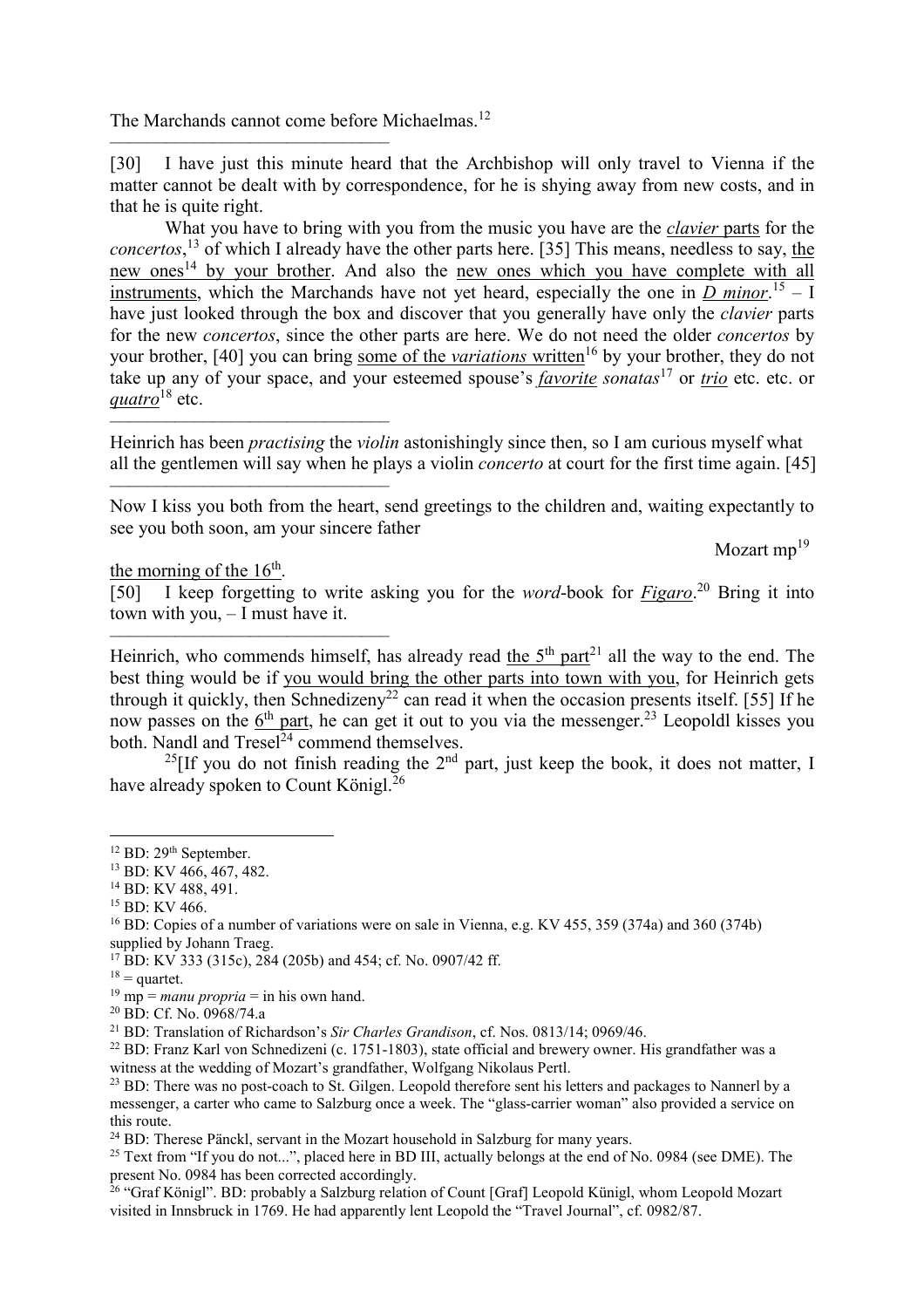The Marchands cannot come before Michaelmas.[12]

---

[30] I have just this minute heard that the Archbishop will only travel to Vienna if the matter cannot be dealt with by correspondence, for he is shying away from new costs, and in that he is quite right.

What you have to bring with you from the music you have are the <u>*clavier* parts</u> for the *concertos*,[13] of which I already have the other parts here. [35] This means, needless to say, <u>the new ones[14] by your brother</u>. And also the <u>new ones which you have complete with all instruments</u>, which the Marchands have not yet heard, especially the one in <u>*D minor*</u>.[15] – I have just looked through the box and discover that you generally have only the *clavier* parts for the new *concertos*, since the other parts are here. We do not need the older *concertos* by your brother, [40] you can bring <u>some of the *variations* written</u>[16] by your brother, they do not take up any of your space, and your esteemed spouse's <u>*favorite*</u> *sonatas*[17] or <u>*trio*</u> etc. etc. or <u>*quatro*</u>[18] etc.

---

Heinrich has been *practising* the *violin* astonishingly since then, so I am curious myself what all the gentlemen will say when he plays a violin *concerto* at court for the first time again. [45]

---

Now I kiss you both from the heart, send greetings to the children and, waiting expectantly to see you both soon, am your sincere father

Mozart mp[19]

<u>the morning of the 16th</u>.

[50] I keep forgetting to write asking you for the *word*-book for <u>*Figaro*</u>.[20] Bring it into town with you, – I must have it.

---

Heinrich, who commends himself, has already read <u>the 5th part</u>[21] all the way to the end. The best thing would be if <u>you would bring the other parts into town with you</u>, for Heinrich gets through it quickly, then Schnedizeny[22] can read it when the occasion presents itself. [55] If he now passes on the <u>6th part</u>, he can get it out to you via the messenger.[23] Leopoldl kisses you both. Nandl and Tresel[24] commend themselves.

[25][If you do not finish reading the 2nd part, just keep the book, it does not matter, I have already spoken to Count Königl.[26]

---

[12] BD: 29th September.

[13] BD: KV 466, 467, 482.

[14] BD: KV 488, 491.

[15] BD: KV 466.

[16] BD: Copies of a number of variations were on sale in Vienna, e.g. KV 455, 359 (374a) and 360 (374b) supplied by Johann Traeg.

[17] BD: KV 333 (315c), 284 (205b) and 454; cf. No. 0907/42 ff.

[18] = quartet.

[19] mp = *manu propria* = in his own hand.

[20] BD: Cf. No. 0968/74.a

[21] BD: Translation of Richardson's *Sir Charles Grandison*, cf. Nos. 0813/14; 0969/46.

[22] BD: Franz Karl von Schnedizeni (c. 1751-1803), state official and brewery owner. His grandfather was a witness at the wedding of Mozart's grandfather, Wolfgang Nikolaus Pertl.

[23] BD: There was no post-coach to St. Gilgen. Leopold therefore sent his letters and packages to Nannerl by a messenger, a carter who came to Salzburg once a week. The "glass-carrier woman" also provided a service on this route.

[24] BD: Therese Pänckl, servant in the Mozart household in Salzburg for many years.

[25] Text from "If you do not...", placed here in BD III, actually belongs at the end of No. 0984 (see DME). The present No. 0984 has been corrected accordingly.

[26] "Graf Königl". BD: probably a Salzburg relation of Count [Graf] Leopold Künigl, whom Leopold Mozart visited in Innsbruck in 1769. He had apparently lent Leopold the "Travel Journal", cf. 0982/87.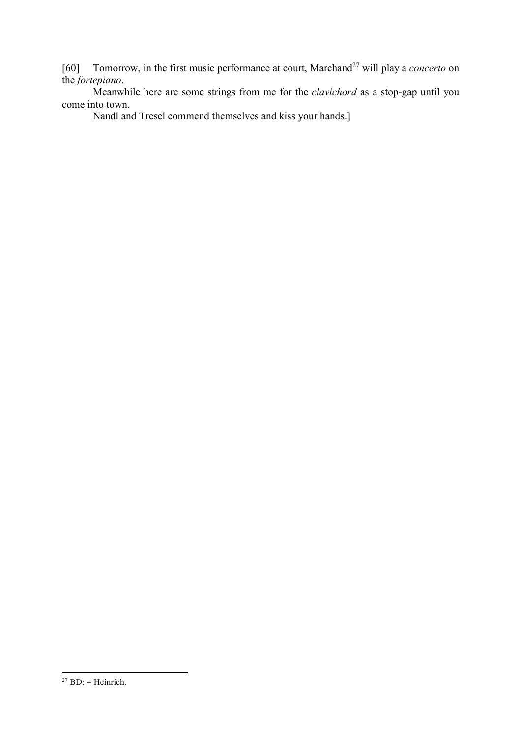[60] Tomorrow, in the first music performance at court, Marchand[27] will play a *concerto* on the *fortepiano*.

Meanwhile here are some strings from me for the *clavichord* as a <u>stop-gap</u> until you come into town.

Nandl and Tresel commend themselves and kiss your hands.]

---

[27] BD: = Heinrich.